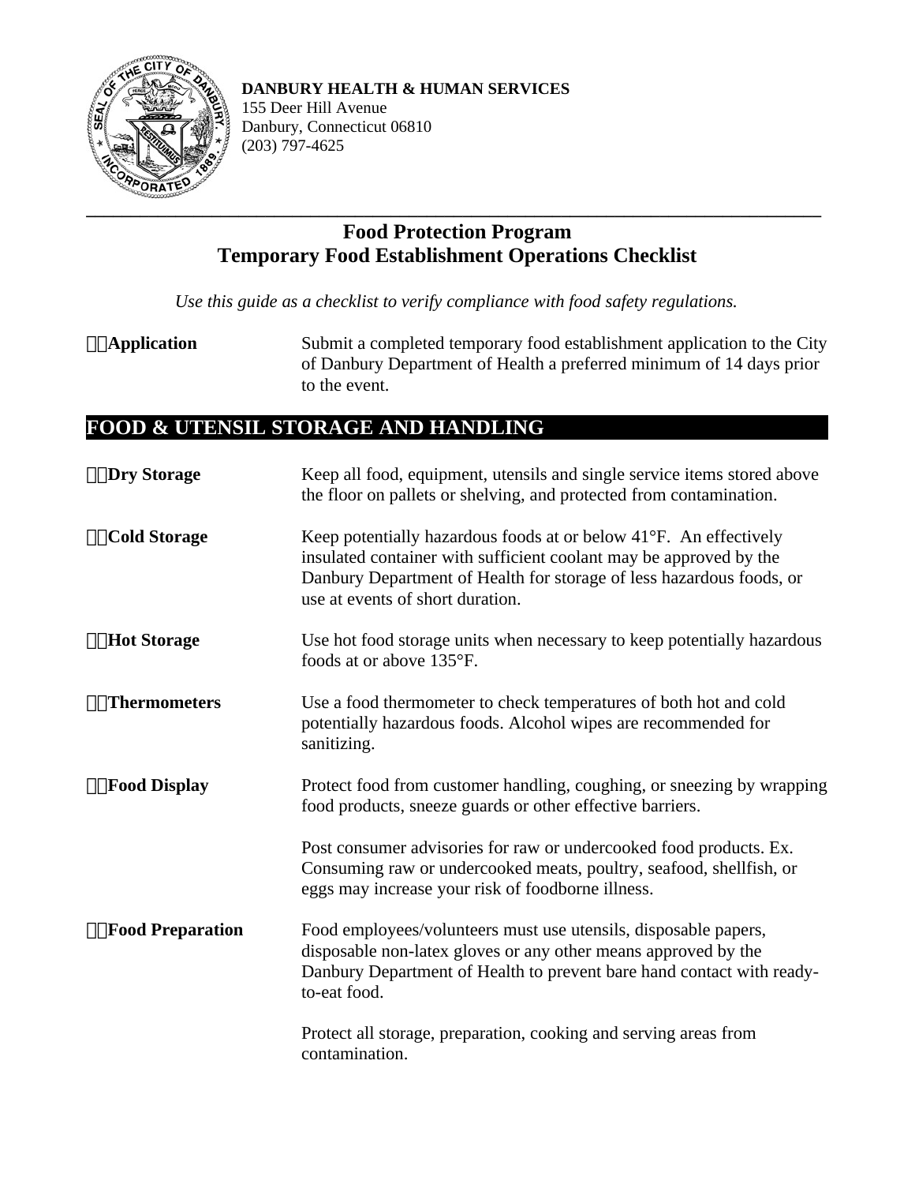**DANBURY HEALTH & HUMAN SERVICES**
155 Deer Hill Avenue
Danbury, Connecticut 06810
(203) 797-4625

# Food Protection Program
# Temporary Food Establishment Operations Checklist

*Use this guide as a checklist to verify compliance with food safety regulations.*

☐ **Application** — Submit a completed temporary food establishment application to the City of Danbury Department of Health a preferred minimum of 14 days prior to the event.

## FOOD & UTENSIL STORAGE AND HANDLING

☐ **Dry Storage** — Keep all food, equipment, utensils and single service items stored above the floor on pallets or shelving, and protected from contamination.

☐ **Cold Storage** — Keep potentially hazardous foods at or below 41°F. An effectively insulated container with sufficient coolant may be approved by the Danbury Department of Health for storage of less hazardous foods, or use at events of short duration.

☐ **Hot Storage** — Use hot food storage units when necessary to keep potentially hazardous foods at or above 135°F.

☐ **Thermometers** — Use a food thermometer to check temperatures of both hot and cold potentially hazardous foods. Alcohol wipes are recommended for sanitizing.

☐ **Food Display** — Protect food from customer handling, coughing, or sneezing by wrapping food products, sneeze guards or other effective barriers.

Post consumer advisories for raw or undercooked food products. Ex. Consuming raw or undercooked meats, poultry, seafood, shellfish, or eggs may increase your risk of foodborne illness.

☐ **Food Preparation** — Food employees/volunteers must use utensils, disposable papers, disposable non-latex gloves or any other means approved by the Danbury Department of Health to prevent bare hand contact with ready-to-eat food.

Protect all storage, preparation, cooking and serving areas from contamination.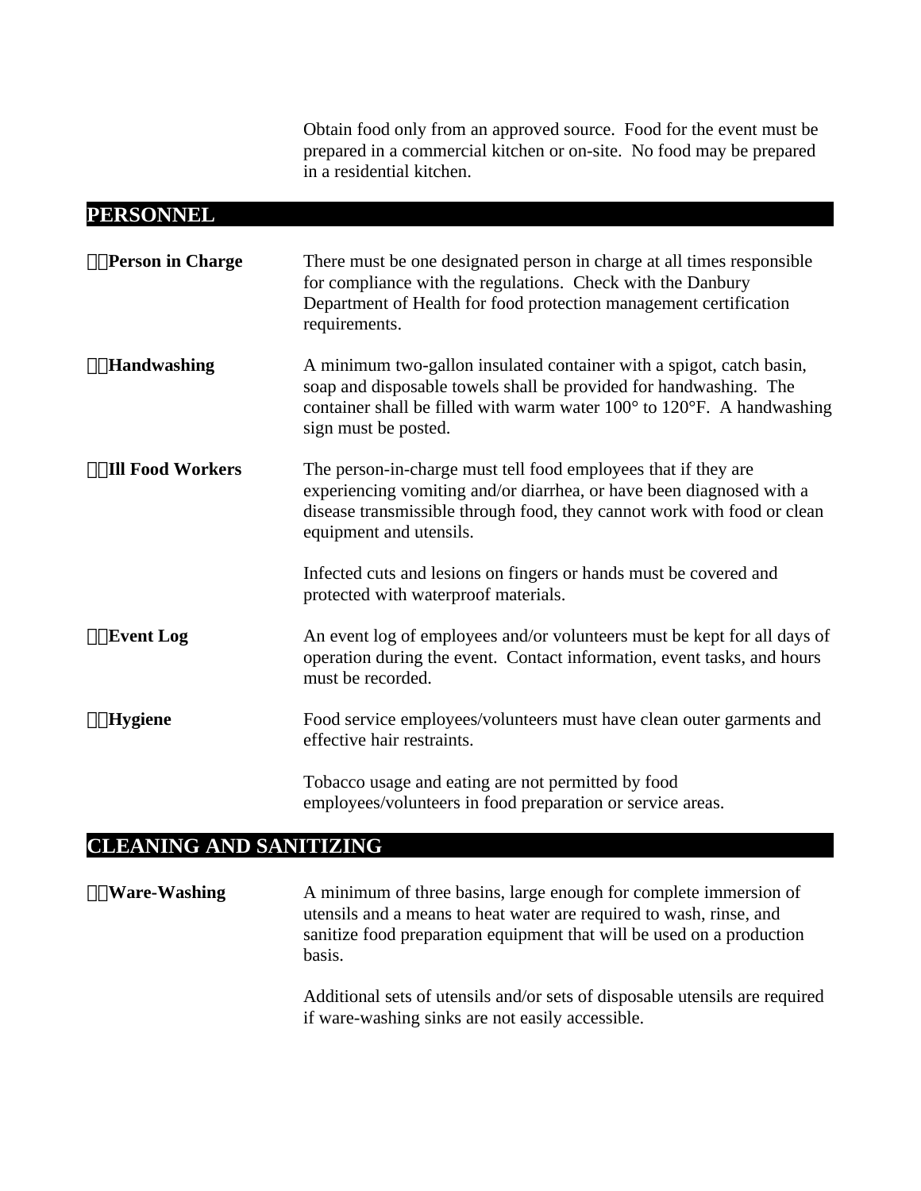Obtain food only from an approved source. Food for the event must be prepared in a commercial kitchen or on-site. No food may be prepared in a residential kitchen.

## PERSONNEL

**Person in Charge** — There must be one designated person in charge at all times responsible for compliance with the regulations. Check with the Danbury Department of Health for food protection management certification requirements.

**Handwashing** — A minimum two-gallon insulated container with a spigot, catch basin, soap and disposable towels shall be provided for handwashing. The container shall be filled with warm water 100° to 120°F. A handwashing sign must be posted.

**Ill Food Workers** — The person-in-charge must tell food employees that if they are experiencing vomiting and/or diarrhea, or have been diagnosed with a disease transmissible through food, they cannot work with food or clean equipment and utensils.

Infected cuts and lesions on fingers or hands must be covered and protected with waterproof materials.

**Event Log** — An event log of employees and/or volunteers must be kept for all days of operation during the event. Contact information, event tasks, and hours must be recorded.

**Hygiene** — Food service employees/volunteers must have clean outer garments and effective hair restraints.

Tobacco usage and eating are not permitted by food employees/volunteers in food preparation or service areas.

## CLEANING AND SANITIZING

**Ware-Washing** — A minimum of three basins, large enough for complete immersion of utensils and a means to heat water are required to wash, rinse, and sanitize food preparation equipment that will be used on a production basis.

Additional sets of utensils and/or sets of disposable utensils are required if ware-washing sinks are not easily accessible.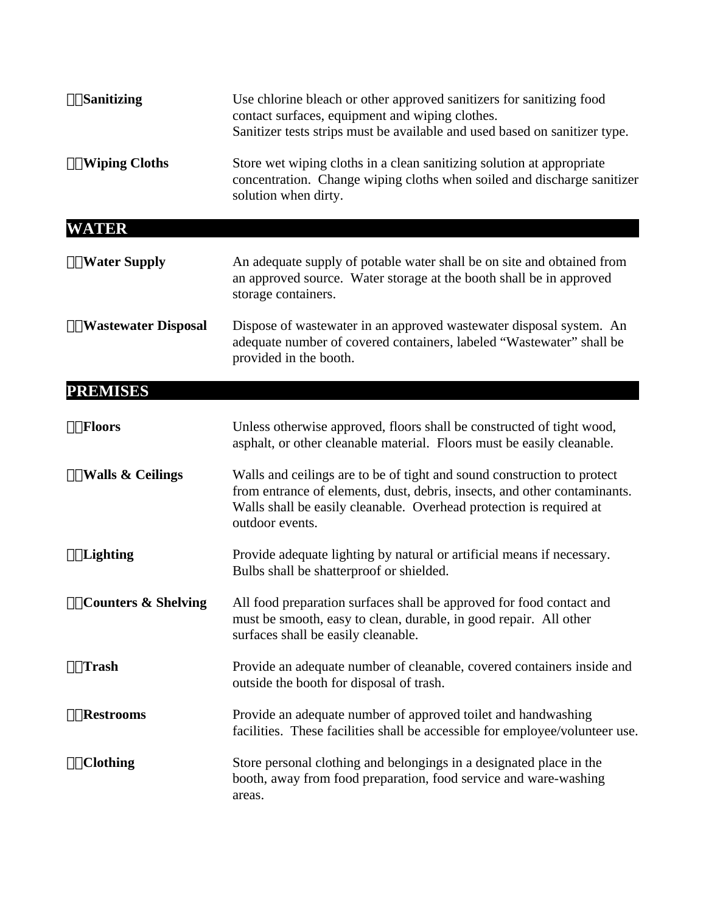**Sanitizing** Use chlorine bleach or other approved sanitizers for sanitizing food contact surfaces, equipment and wiping clothes. Sanitizer tests strips must be available and used based on sanitizer type.

**Wiping Cloths** Store wet wiping cloths in a clean sanitizing solution at appropriate concentration. Change wiping cloths when soiled and discharge sanitizer solution when dirty.

## WATER

**Water Supply** An adequate supply of potable water shall be on site and obtained from an approved source. Water storage at the booth shall be in approved storage containers.

**Wastewater Disposal** Dispose of wastewater in an approved wastewater disposal system. An adequate number of covered containers, labeled "Wastewater" shall be provided in the booth.

## PREMISES

**Floors** Unless otherwise approved, floors shall be constructed of tight wood, asphalt, or other cleanable material. Floors must be easily cleanable.

**Walls & Ceilings** Walls and ceilings are to be of tight and sound construction to protect from entrance of elements, dust, debris, insects, and other contaminants. Walls shall be easily cleanable. Overhead protection is required at outdoor events.

**Lighting** Provide adequate lighting by natural or artificial means if necessary. Bulbs shall be shatterproof or shielded.

**Counters & Shelving** All food preparation surfaces shall be approved for food contact and must be smooth, easy to clean, durable, in good repair. All other surfaces shall be easily cleanable.

**Trash** Provide an adequate number of cleanable, covered containers inside and outside the booth for disposal of trash.

**Restrooms** Provide an adequate number of approved toilet and handwashing facilities. These facilities shall be accessible for employee/volunteer use.

**Clothing** Store personal clothing and belongings in a designated place in the booth, away from food preparation, food service and ware-washing areas.